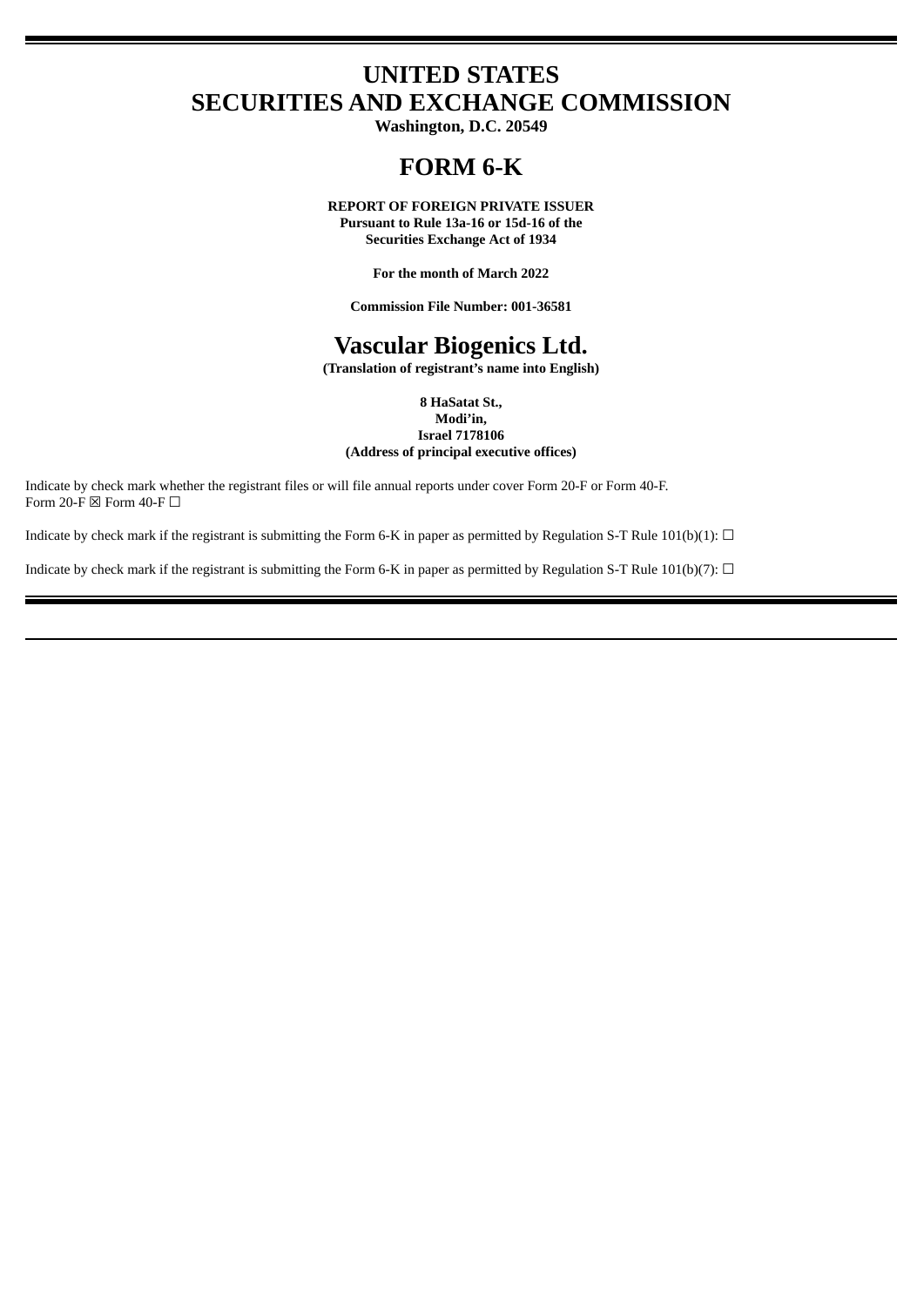# UNITED STATES
# SECURITIES AND EXCHANGE COMMISSION

**Washington, D.C. 20549**

# FORM 6-K

**REPORT OF FOREIGN PRIVATE ISSUER**
**Pursuant to Rule 13a-16 or 15d-16 of the**
**Securities Exchange Act of 1934**

**For the month of March 2022**

**Commission File Number: 001-36581**

# Vascular Biogenics Ltd.

**(Translation of registrant's name into English)**

**8 HaSatat St.,**
**Modi'in,**
**Israel 7178106**
**(Address of principal executive offices)**

Indicate by check mark whether the registrant files or will file annual reports under cover Form 20-F or Form 40-F.
Form 20-F ☒ Form 40-F ☐

Indicate by check mark if the registrant is submitting the Form 6-K in paper as permitted by Regulation S-T Rule 101(b)(1): ☐

Indicate by check mark if the registrant is submitting the Form 6-K in paper as permitted by Regulation S-T Rule 101(b)(7): ☐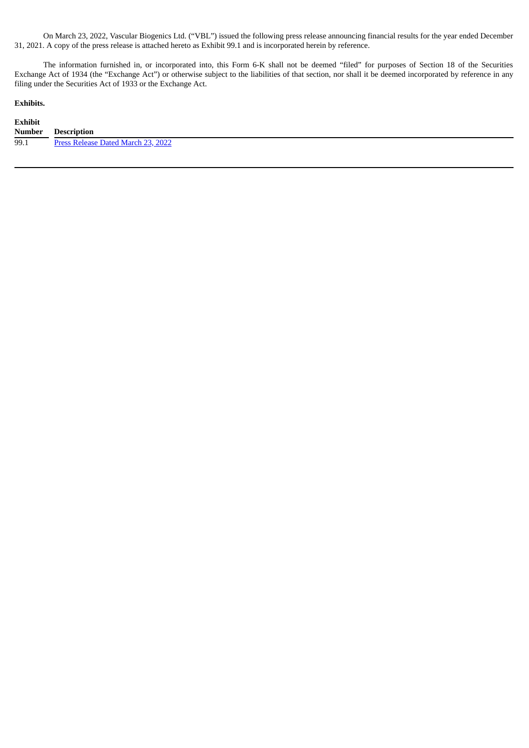On March 23, 2022, Vascular Biogenics Ltd. ("VBL") issued the following press release announcing financial results for the year ended December 31, 2021. A copy of the press release is attached hereto as Exhibit 99.1 and is incorporated herein by reference.

The information furnished in, or incorporated into, this Form 6-K shall not be deemed "filed" for purposes of Section 18 of the Securities Exchange Act of 1934 (the "Exchange Act") or otherwise subject to the liabilities of that section, nor shall it be deemed incorporated by reference in any filing under the Securities Act of 1933 or the Exchange Act.

**Exhibits.**

| Exhibit Number | Description |
|---|---|
| 99.1 | Press Release Dated March 23, 2022 |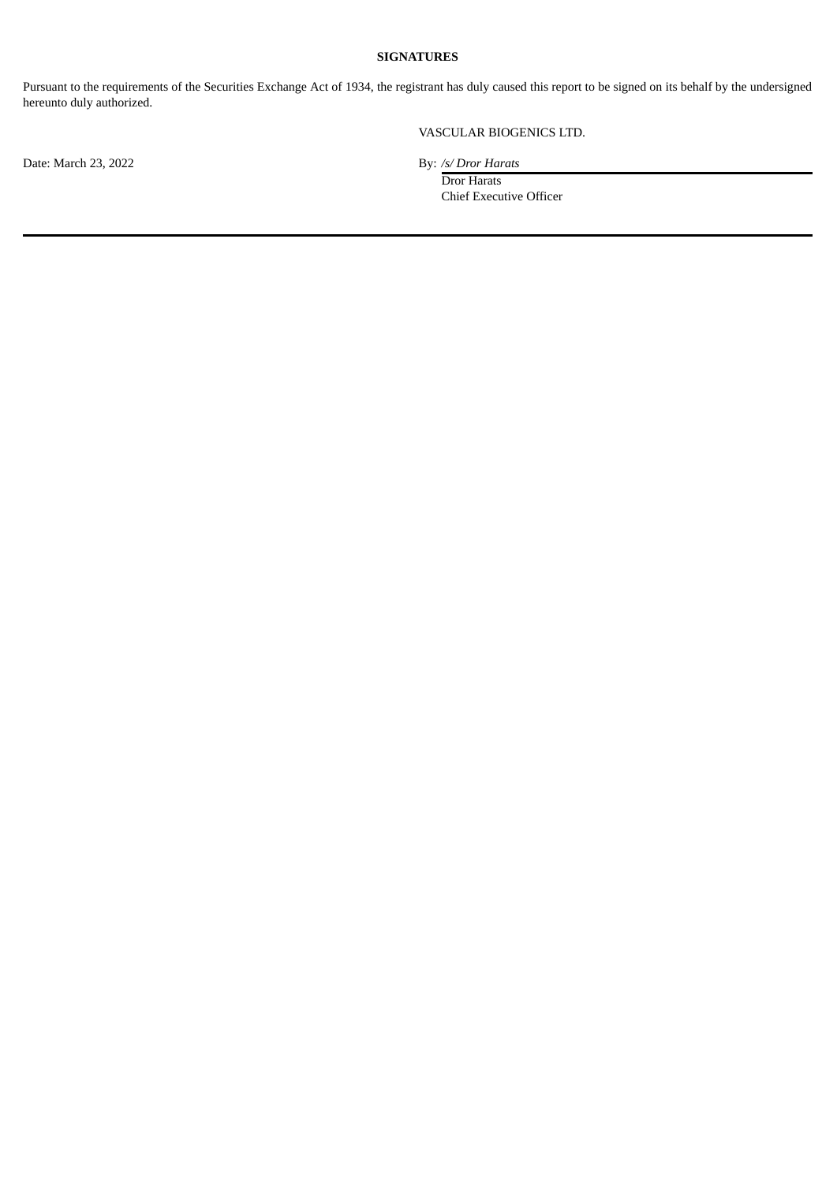**SIGNATURES**

Pursuant to the requirements of the Securities Exchange Act of 1934, the registrant has duly caused this report to be signed on its behalf by the undersigned hereunto duly authorized.

VASCULAR BIOGENICS LTD.

Date: March 23, 2022

By: */s/ Dror Harats*
Dror Harats
Chief Executive Officer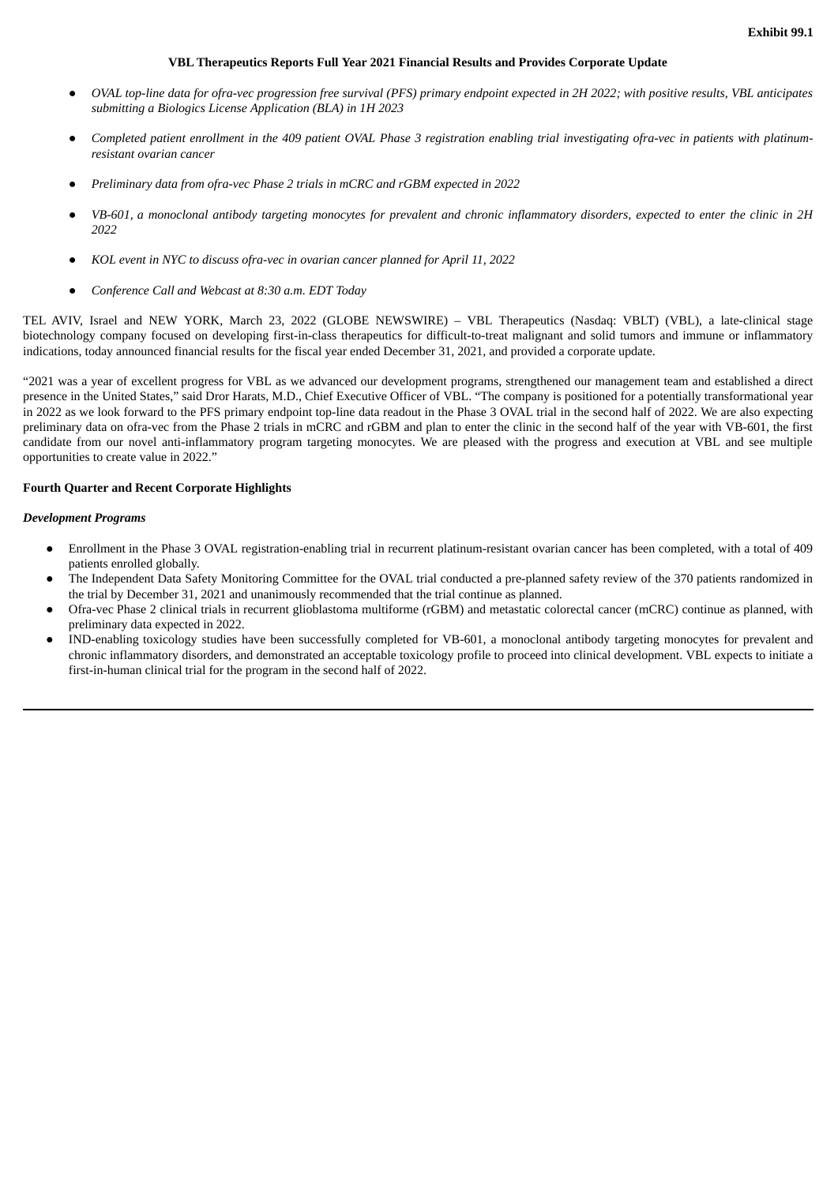Exhibit 99.1

**VBL Therapeutics Reports Full Year 2021 Financial Results and Provides Corporate Update**

- *OVAL top-line data for ofra-vec progression free survival (PFS) primary endpoint expected in 2H 2022; with positive results, VBL anticipates submitting a Biologics License Application (BLA) in 1H 2023*
- *Completed patient enrollment in the 409 patient OVAL Phase 3 registration enabling trial investigating ofra-vec in patients with platinum-resistant ovarian cancer*
- *Preliminary data from ofra-vec Phase 2 trials in mCRC and rGBM expected in 2022*
- *VB-601, a monoclonal antibody targeting monocytes for prevalent and chronic inflammatory disorders, expected to enter the clinic in 2H 2022*
- *KOL event in NYC to discuss ofra-vec in ovarian cancer planned for April 11, 2022*
- *Conference Call and Webcast at 8:30 a.m. EDT Today*

TEL AVIV, Israel and NEW YORK, March 23, 2022 (GLOBE NEWSWIRE) – VBL Therapeutics (Nasdaq: VBLT) (VBL), a late-clinical stage biotechnology company focused on developing first-in-class therapeutics for difficult-to-treat malignant and solid tumors and immune or inflammatory indications, today announced financial results for the fiscal year ended December 31, 2021, and provided a corporate update.

"2021 was a year of excellent progress for VBL as we advanced our development programs, strengthened our management team and established a direct presence in the United States," said Dror Harats, M.D., Chief Executive Officer of VBL. "The company is positioned for a potentially transformational year in 2022 as we look forward to the PFS primary endpoint top-line data readout in the Phase 3 OVAL trial in the second half of 2022. We are also expecting preliminary data on ofra-vec from the Phase 2 trials in mCRC and rGBM and plan to enter the clinic in the second half of the year with VB-601, the first candidate from our novel anti-inflammatory program targeting monocytes. We are pleased with the progress and execution at VBL and see multiple opportunities to create value in 2022."

**Fourth Quarter and Recent Corporate Highlights**

***Development Programs***

- Enrollment in the Phase 3 OVAL registration-enabling trial in recurrent platinum-resistant ovarian cancer has been completed, with a total of 409 patients enrolled globally.
- The Independent Data Safety Monitoring Committee for the OVAL trial conducted a pre-planned safety review of the 370 patients randomized in the trial by December 31, 2021 and unanimously recommended that the trial continue as planned.
- Ofra-vec Phase 2 clinical trials in recurrent glioblastoma multiforme (rGBM) and metastatic colorectal cancer (mCRC) continue as planned, with preliminary data expected in 2022.
- IND-enabling toxicology studies have been successfully completed for VB-601, a monoclonal antibody targeting monocytes for prevalent and chronic inflammatory disorders, and demonstrated an acceptable toxicology profile to proceed into clinical development. VBL expects to initiate a first-in-human clinical trial for the program in the second half of 2022.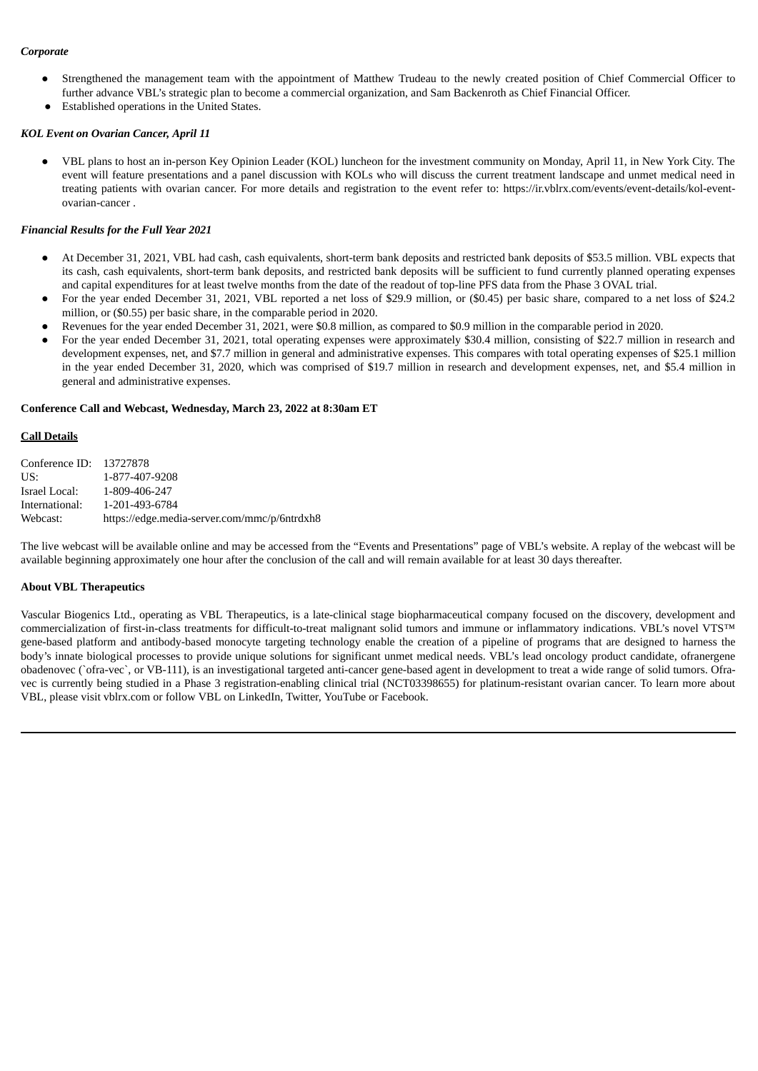*Corporate*

- Strengthened the management team with the appointment of Matthew Trudeau to the newly created position of Chief Commercial Officer to further advance VBL's strategic plan to become a commercial organization, and Sam Backenroth as Chief Financial Officer.
- Established operations in the United States.

*KOL Event on Ovarian Cancer, April 11*

- VBL plans to host an in-person Key Opinion Leader (KOL) luncheon for the investment community on Monday, April 11, in New York City. The event will feature presentations and a panel discussion with KOLs who will discuss the current treatment landscape and unmet medical need in treating patients with ovarian cancer. For more details and registration to the event refer to: https://ir.vblrx.com/events/event-details/kol-event-ovarian-cancer .

*Financial Results for the Full Year 2021*

- At December 31, 2021, VBL had cash, cash equivalents, short-term bank deposits and restricted bank deposits of $53.5 million. VBL expects that its cash, cash equivalents, short-term bank deposits, and restricted bank deposits will be sufficient to fund currently planned operating expenses and capital expenditures for at least twelve months from the date of the readout of top-line PFS data from the Phase 3 OVAL trial.
- For the year ended December 31, 2021, VBL reported a net loss of $29.9 million, or ($0.45) per basic share, compared to a net loss of $24.2 million, or ($0.55) per basic share, in the comparable period in 2020.
- Revenues for the year ended December 31, 2021, were $0.8 million, as compared to $0.9 million in the comparable period in 2020.
- For the year ended December 31, 2021, total operating expenses were approximately $30.4 million, consisting of $22.7 million in research and development expenses, net, and $7.7 million in general and administrative expenses. This compares with total operating expenses of $25.1 million in the year ended December 31, 2020, which was comprised of $19.7 million in research and development expenses, net, and $5.4 million in general and administrative expenses.

**Conference Call and Webcast, Wednesday, March 23, 2022 at 8:30am ET**

**Call Details**

| | |
|---|---|
| Conference ID: | 13727878 |
| US: | 1-877-407-9208 |
| Israel Local: | 1-809-406-247 |
| International: | 1-201-493-6784 |
| Webcast: | https://edge.media-server.com/mmc/p/6ntrdxh8 |

The live webcast will be available online and may be accessed from the "Events and Presentations" page of VBL's website. A replay of the webcast will be available beginning approximately one hour after the conclusion of the call and will remain available for at least 30 days thereafter.

**About VBL Therapeutics**

Vascular Biogenics Ltd., operating as VBL Therapeutics, is a late-clinical stage biopharmaceutical company focused on the discovery, development and commercialization of first-in-class treatments for difficult-to-treat malignant solid tumors and immune or inflammatory indications. VBL's novel VTS™ gene-based platform and antibody-based monocyte targeting technology enable the creation of a pipeline of programs that are designed to harness the body's innate biological processes to provide unique solutions for significant unmet medical needs. VBL's lead oncology product candidate, ofranergene obadenovec (`ofra-vec`, or VB-111), is an investigational targeted anti-cancer gene-based agent in development to treat a wide range of solid tumors. Ofra-vec is currently being studied in a Phase 3 registration-enabling clinical trial (NCT03398655) for platinum-resistant ovarian cancer. To learn more about VBL, please visit vblrx.com or follow VBL on LinkedIn, Twitter, YouTube or Facebook.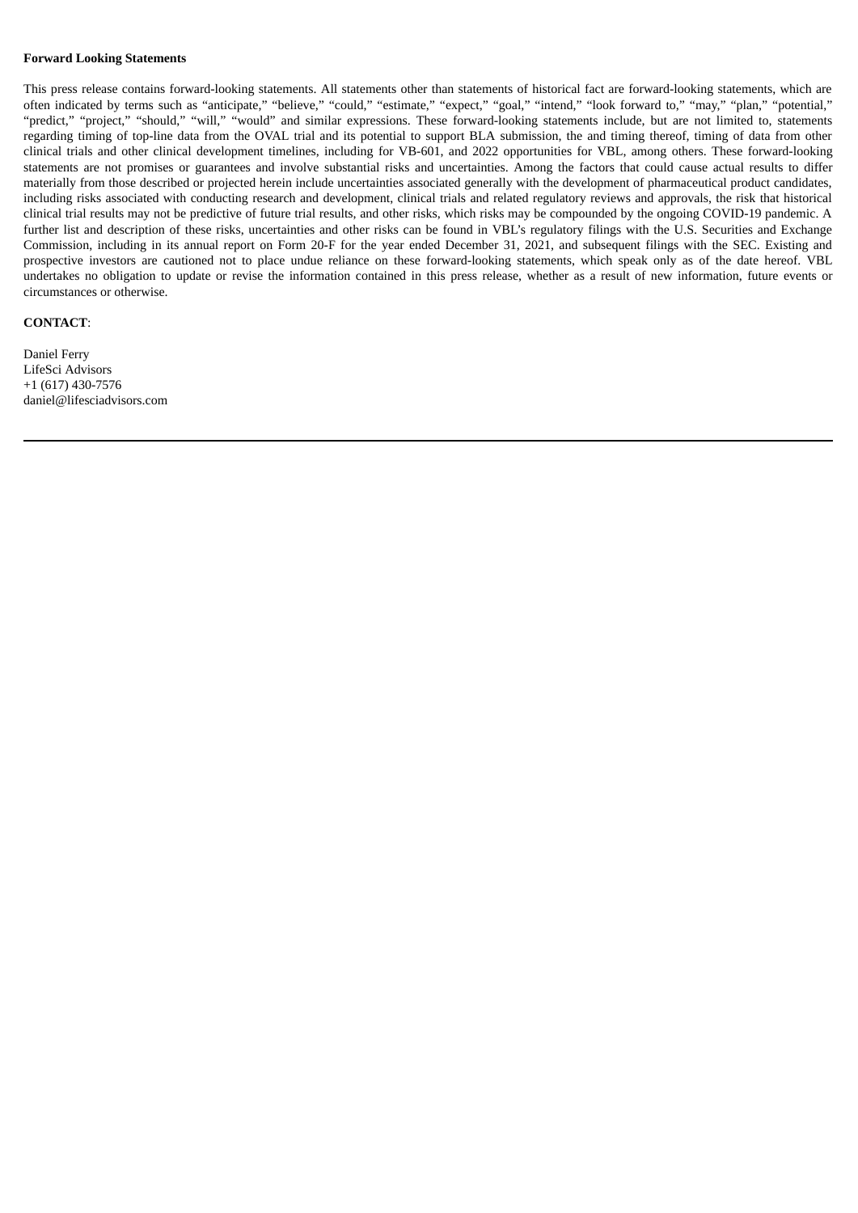**Forward Looking Statements**

This press release contains forward-looking statements. All statements other than statements of historical fact are forward-looking statements, which are often indicated by terms such as "anticipate," "believe," "could," "estimate," "expect," "goal," "intend," "look forward to," "may," "plan," "potential," "predict," "project," "should," "will," "would" and similar expressions. These forward-looking statements include, but are not limited to, statements regarding timing of top-line data from the OVAL trial and its potential to support BLA submission, the and timing thereof, timing of data from other clinical trials and other clinical development timelines, including for VB-601, and 2022 opportunities for VBL, among others. These forward-looking statements are not promises or guarantees and involve substantial risks and uncertainties. Among the factors that could cause actual results to differ materially from those described or projected herein include uncertainties associated generally with the development of pharmaceutical product candidates, including risks associated with conducting research and development, clinical trials and related regulatory reviews and approvals, the risk that historical clinical trial results may not be predictive of future trial results, and other risks, which risks may be compounded by the ongoing COVID-19 pandemic. A further list and description of these risks, uncertainties and other risks can be found in VBL's regulatory filings with the U.S. Securities and Exchange Commission, including in its annual report on Form 20-F for the year ended December 31, 2021, and subsequent filings with the SEC. Existing and prospective investors are cautioned not to place undue reliance on these forward-looking statements, which speak only as of the date hereof. VBL undertakes no obligation to update or revise the information contained in this press release, whether as a result of new information, future events or circumstances or otherwise.

**CONTACT**:

Daniel Ferry
LifeSci Advisors
+1 (617) 430-7576
daniel@lifesciadvisors.com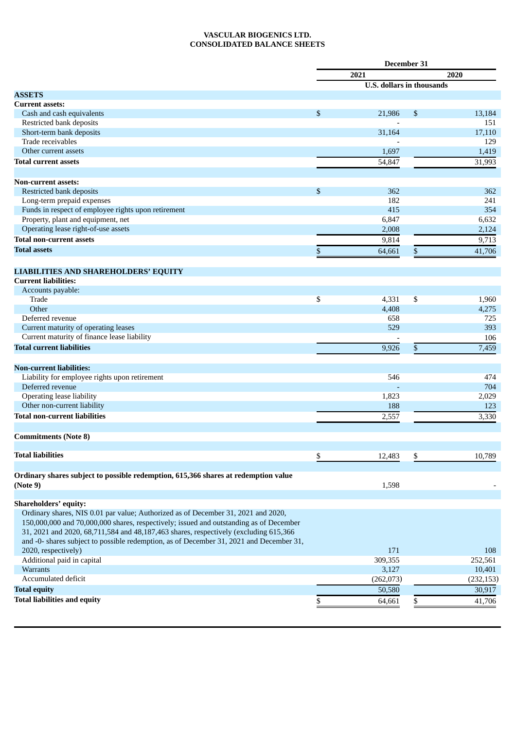**VASCULAR BIOGENICS LTD.**
**CONSOLIDATED BALANCE SHEETS**

| | December 31 | |
|---|---|---|
| | 2021 | 2020 |
| | U.S. dollars in thousands | |
| **ASSETS** | | |
| **Current assets:** | | |
| Cash and cash equivalents | $ 21,986 | $ 13,184 |
| Restricted bank deposits | - | 151 |
| Short-term bank deposits | 31,164 | 17,110 |
| Trade receivables | - | 129 |
| Other current assets | 1,697 | 1,419 |
| **Total current assets** | 54,847 | 31,993 |
| | | |
| **Non-current assets:** | | |
| Restricted bank deposits | $ 362 | 362 |
| Long-term prepaid expenses | 182 | 241 |
| Funds in respect of employee rights upon retirement | 415 | 354 |
| Property, plant and equipment, net | 6,847 | 6,632 |
| Operating lease right-of-use assets | 2,008 | 2,124 |
| **Total non-current assets** | 9,814 | 9,713 |
| **Total assets** | $ 64,661 | $ 41,706 |
| | | |
| **LIABILITIES AND SHAREHOLDERS' EQUITY** | | |
| **Current liabilities:** | | |
| Accounts payable: | | |
| Trade | $ 4,331 | $ 1,960 |
| Other | 4,408 | 4,275 |
| Deferred revenue | 658 | 725 |
| Current maturity of operating leases | 529 | 393 |
| Current maturity of finance lease liability | - | 106 |
| **Total current liabilities** | 9,926 | $ 7,459 |
| | | |
| **Non-current liabilities:** | | |
| Liability for employee rights upon retirement | 546 | 474 |
| Deferred revenue | - | 704 |
| Operating lease liability | 1,823 | 2,029 |
| Other non-current liability | 188 | 123 |
| **Total non-current liabilities** | 2,557 | 3,330 |
| | | |
| **Commitments (Note 8)** | | |
| | | |
| **Total liabilities** | $ 12,483 | $ 10,789 |
| | | |
| **Ordinary shares subject to possible redemption, 615,366 shares at redemption value (Note 9)** | 1,598 | - |
| | | |
| **Shareholders' equity:** | | |
| Ordinary shares, NIS 0.01 par value; Authorized as of December 31, 2021 and 2020, 150,000,000 and 70,000,000 shares, respectively; issued and outstanding as of December 31, 2021 and 2020, 68,711,584 and 48,187,463 shares, respectively (excluding 615,366 and -0- shares subject to possible redemption, as of December 31, 2021 and December 31, 2020, respectively) | 171 | 108 |
| Additional paid in capital | 309,355 | 252,561 |
| Warrants | 3,127 | 10,401 |
| Accumulated deficit | (262,073) | (232,153) |
| **Total equity** | 50,580 | 30,917 |
| **Total liabilities and equity** | $ 64,661 | $ 41,706 |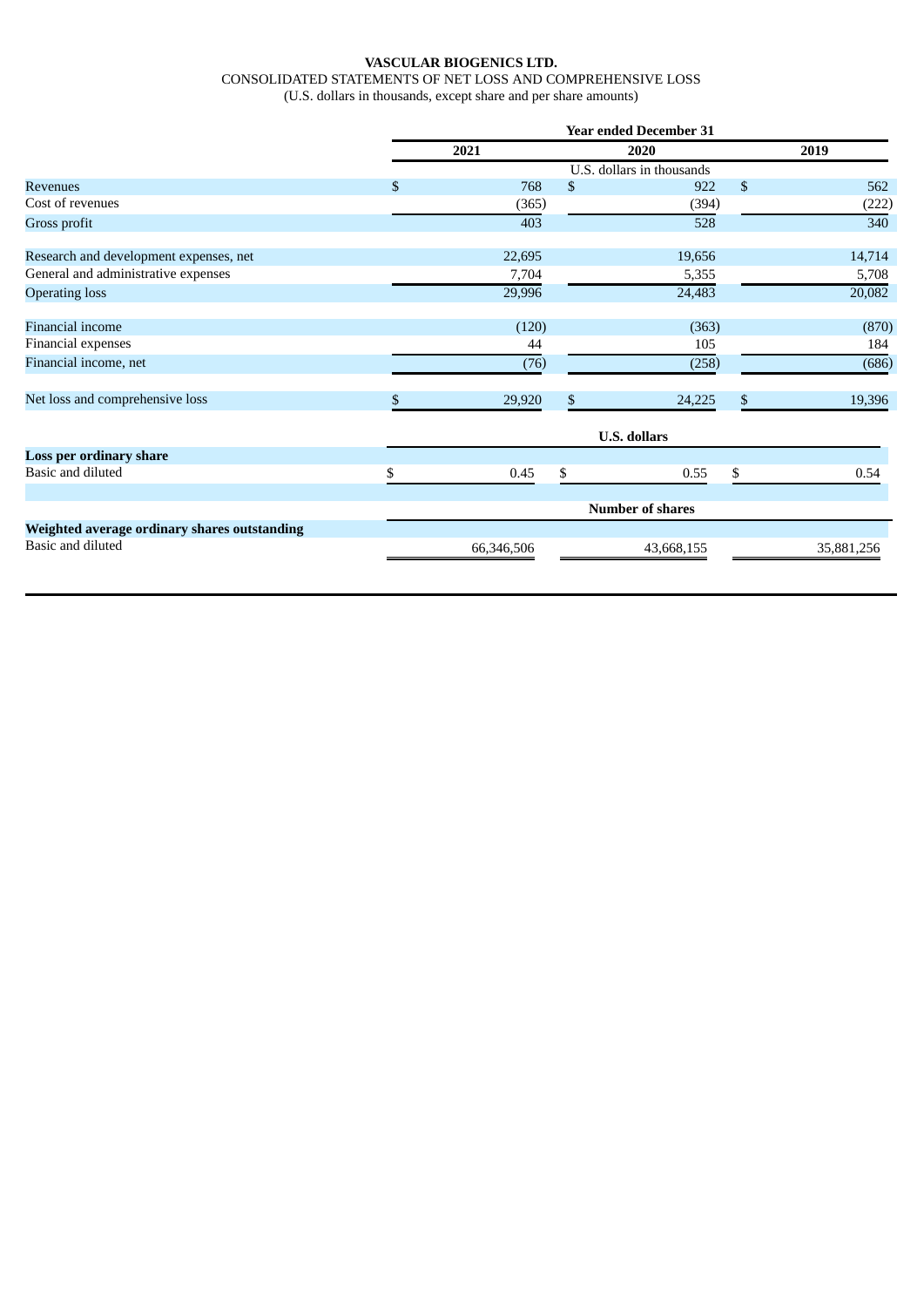**VASCULAR BIOGENICS LTD.**

CONSOLIDATED STATEMENTS OF NET LOSS AND COMPREHENSIVE LOSS

(U.S. dollars in thousands, except share and per share amounts)

| | Year ended December 31 | | |
|---|---|---|---|
| | **2021** | **2020** | **2019** |
| | U.S. dollars in thousands | | |
| Revenues | $ 768 | $ 922 | $ 562 |
| Cost of revenues | (365) | (394) | (222) |
| Gross profit | 403 | 528 | 340 |
| | | | |
| Research and development expenses, net | 22,695 | 19,656 | 14,714 |
| General and administrative expenses | 7,704 | 5,355 | 5,708 |
| Operating loss | 29,996 | 24,483 | 20,082 |
| | | | |
| Financial income | (120) | (363) | (870) |
| Financial expenses | 44 | 105 | 184 |
| Financial income, net | (76) | (258) | (686) |
| | | | |
| Net loss and comprehensive loss | $ 29,920 | $ 24,225 | $ 19,396 |
| | **U.S. dollars** | | |
| **Loss per ordinary share** | | | |
| Basic and diluted | $ 0.45 | $ 0.55 | $ 0.54 |
| | **Number of shares** | | |
| **Weighted average ordinary shares outstanding** | | | |
| Basic and diluted | 66,346,506 | 43,668,155 | 35,881,256 |